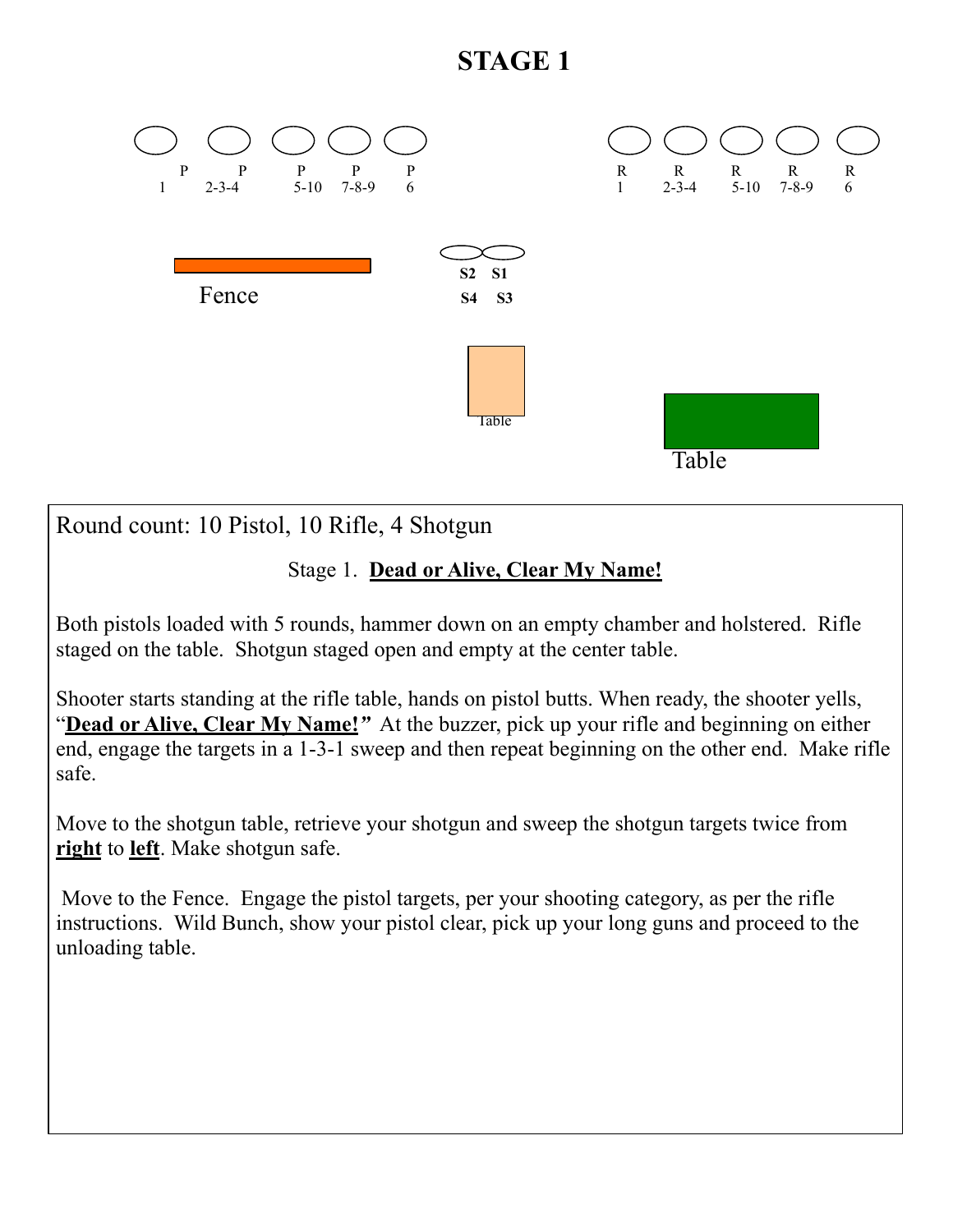# STAGE 1

P P P P P
1 2-3-4 5-10 7-8-9 6

R R R R R
1 2-3-4 5-10 7-8-9 6

Fence

S2 S1
S4 S3

Table

Table

Round count: 10 Pistol, 10 Rifle, 4 Shotgun

Stage 1. **Dead or Alive, Clear My Name!**

Both pistols loaded with 5 rounds, hammer down on an empty chamber and holstered. Rifle staged on the table. Shotgun staged open and empty at the center table.

Shooter starts standing at the rifle table, hands on pistol butts. When ready, the shooter yells, "**Dead or Alive, Clear My Name!***"* At the buzzer, pick up your rifle and beginning on either end, engage the targets in a 1-3-1 sweep and then repeat beginning on the other end. Make rifle safe.

Move to the shotgun table, retrieve your shotgun and sweep the shotgun targets twice from **right** to **left**. Make shotgun safe.

Move to the Fence. Engage the pistol targets, per your shooting category, as per the rifle instructions. Wild Bunch, show your pistol clear, pick up your long guns and proceed to the unloading table.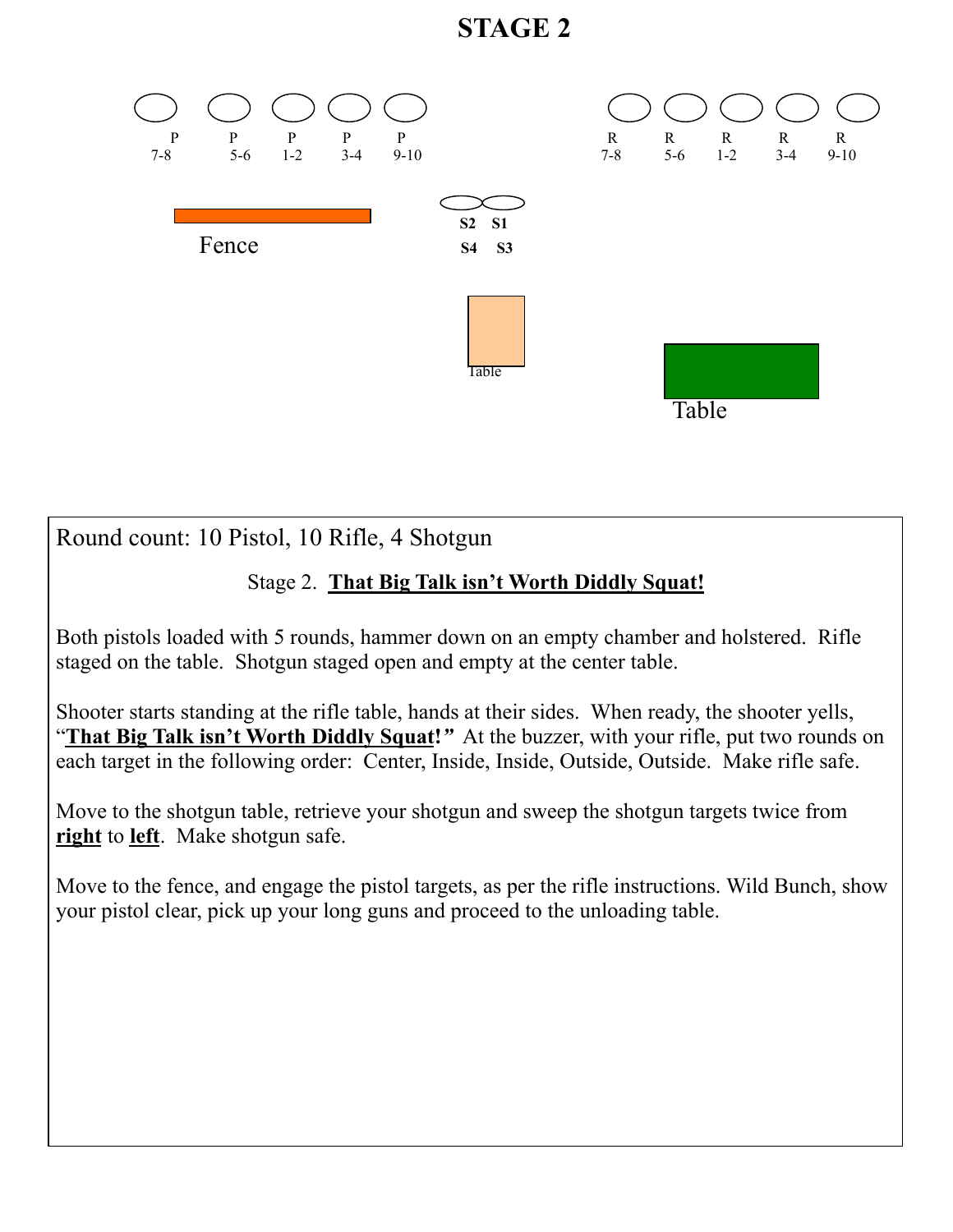# STAGE 2

P 7-8 | P 5-6 | P 1-2 | P 3-4 | P 9-10

R 7-8 | R 5-6 | R 1-2 | R 3-4 | R 9-10

S2 S1

S4 S3

Fence

Table

Table

Round count: 10 Pistol, 10 Rifle, 4 Shotgun

Stage 2. **That Big Talk isn't Worth Diddly Squat!**

Both pistols loaded with 5 rounds, hammer down on an empty chamber and holstered. Rifle staged on the table. Shotgun staged open and empty at the center table.

Shooter starts standing at the rifle table, hands at their sides. When ready, the shooter yells, "**That Big Talk isn't Worth Diddly Squat!"** At the buzzer, with your rifle, put two rounds on each target in the following order: Center, Inside, Inside, Outside, Outside. Make rifle safe.

Move to the shotgun table, retrieve your shotgun and sweep the shotgun targets twice from **right** to **left**. Make shotgun safe.

Move to the fence, and engage the pistol targets, as per the rifle instructions. Wild Bunch, show your pistol clear, pick up your long guns and proceed to the unloading table.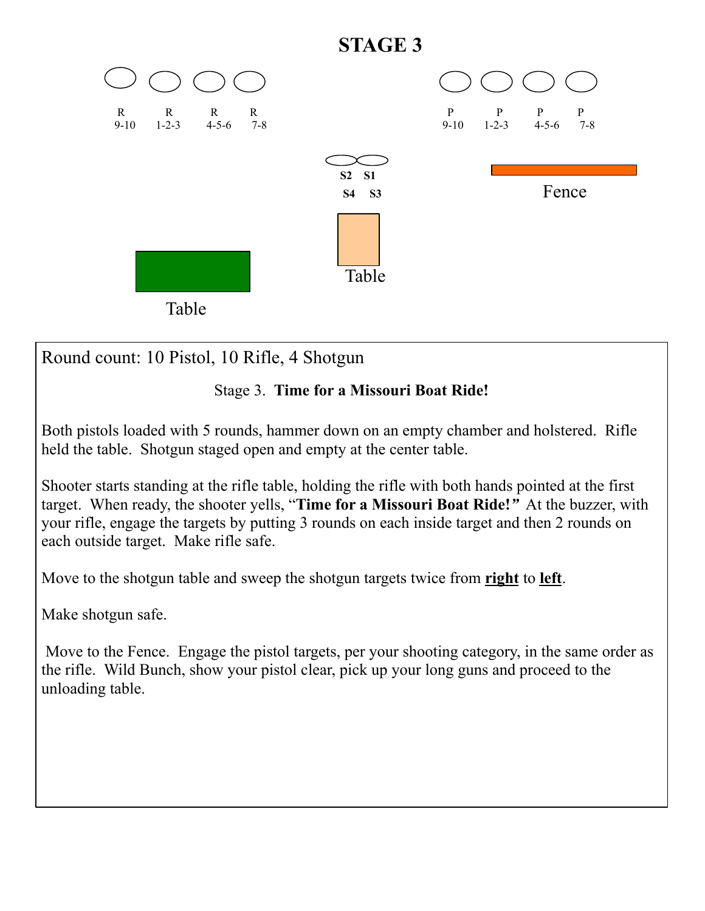# STAGE 3

R 9-10 | R 1-2-3 | R 4-5-6 | R 7-8

P 9-10 | P 1-2-3 | P 4-5-6 | P 7-8

S2 S1
S4 S3

Fence

Table

Table

Round count: 10 Pistol, 10 Rifle, 4 Shotgun

Stage 3. **Time for a Missouri Boat Ride!**

Both pistols loaded with 5 rounds, hammer down on an empty chamber and holstered. Rifle held the table. Shotgun staged open and empty at the center table.

Shooter starts standing at the rifle table, holding the rifle with both hands pointed at the first target. When ready, the shooter yells, "**Time for a Missouri Boat Ride!**" At the buzzer, with your rifle, engage the targets by putting 3 rounds on each inside target and then 2 rounds on each outside target. Make rifle safe.

Move to the shotgun table and sweep the shotgun targets twice from **right** to **left**.

Make shotgun safe.

Move to the Fence. Engage the pistol targets, per your shooting category, in the same order as the rifle. Wild Bunch, show your pistol clear, pick up your long guns and proceed to the unloading table.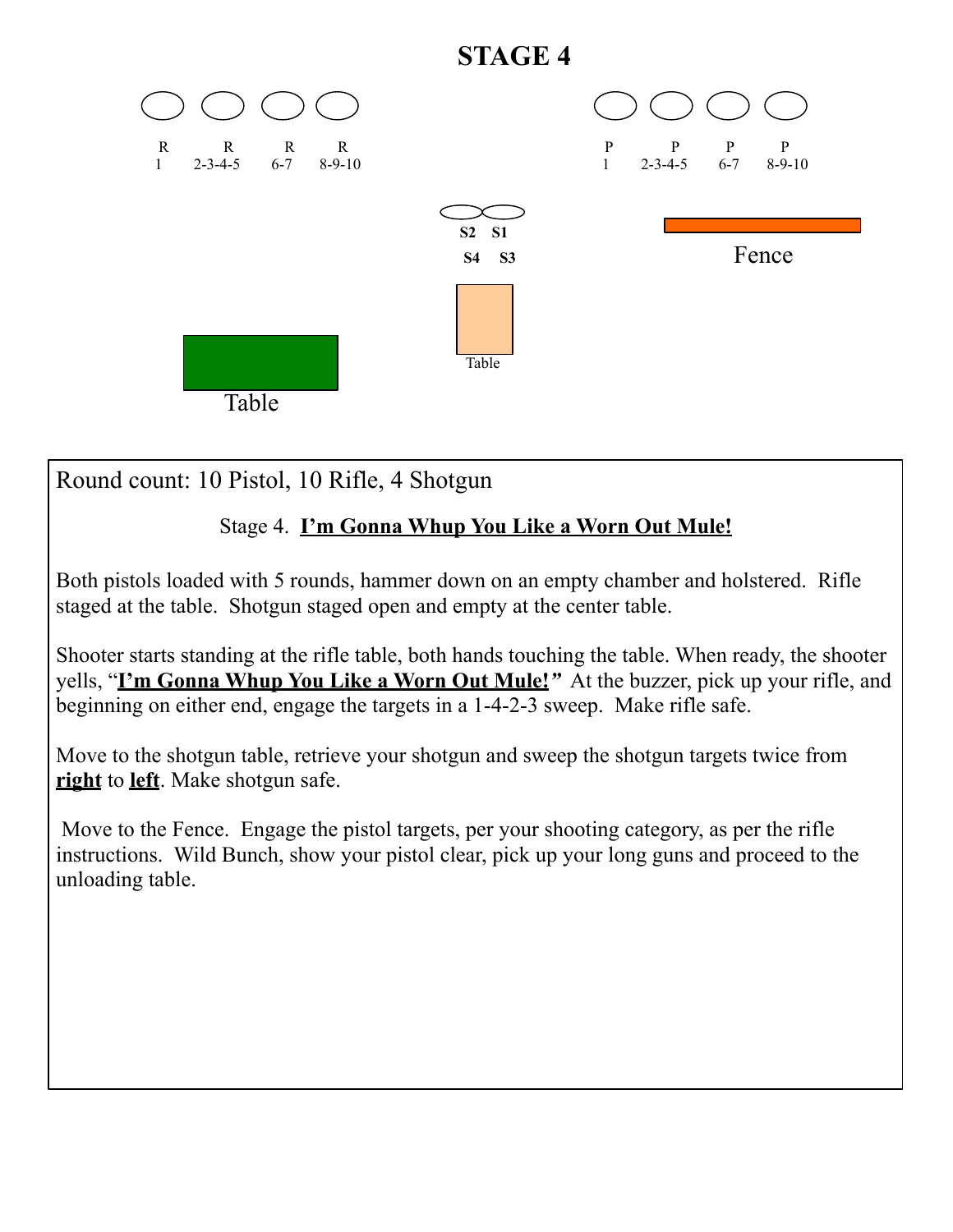# STAGE 4

R R R R
1 2-3-4-5 6-7 8-9-10

P P P P
1 2-3-4-5 6-7 8-9-10

S2 S1
S4 S3

Fence

Table

Table

Round count: 10 Pistol, 10 Rifle, 4 Shotgun

Stage 4. **<u>I'm Gonna Whup You Like a Worn Out Mule!</u>**

Both pistols loaded with 5 rounds, hammer down on an empty chamber and holstered. Rifle staged at the table. Shotgun staged open and empty at the center table.

Shooter starts standing at the rifle table, both hands touching the table. When ready, the shooter yells, "**<u>I'm Gonna Whup You Like a Worn Out Mule!</u>**" At the buzzer, pick up your rifle, and beginning on either end, engage the targets in a 1-4-2-3 sweep. Make rifle safe.

Move to the shotgun table, retrieve your shotgun and sweep the shotgun targets twice from **<u>right</u>** to **<u>left</u>**. Make shotgun safe.

Move to the Fence. Engage the pistol targets, per your shooting category, as per the rifle instructions. Wild Bunch, show your pistol clear, pick up your long guns and proceed to the unloading table.